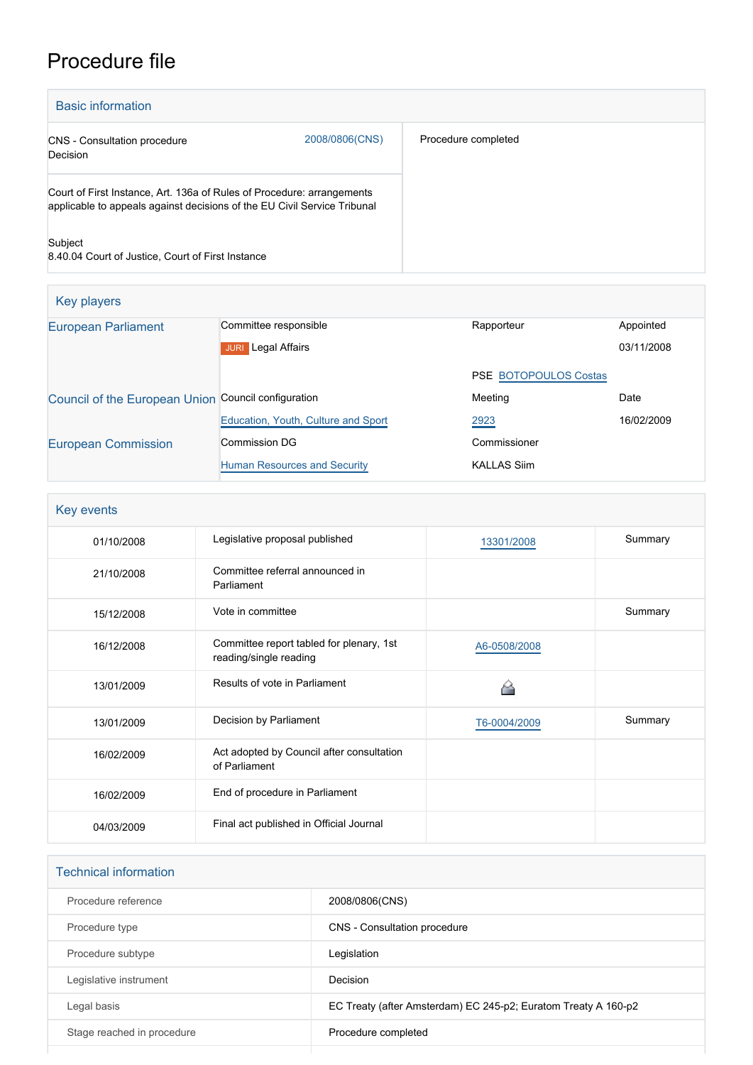# Procedure file

## Basic information

| | |
|---|---|
| CNS - Consultation procedure<br>Decision | 2008/0806(CNS) |
| Court of First Instance, Art. 136a of Rules of Procedure: arrangements applicable to appeals against decisions of the EU Civil Service Tribunal | |
| Subject<br>8.40.04 Court of Justice, Court of First Instance | |

Procedure completed

## Key players

| | | | |
|---|---|---|---|
| European Parliament | Committee responsible | Rapporteur | Appointed |
| | JURI Legal Affairs | | 03/11/2008 |
| | | PSE BOTOPOULOS Costas | |
| Council of the European Union | Council configuration | Meeting | Date |
| | Education, Youth, Culture and Sport | 2923 | 16/02/2009 |
| European Commission | Commission DG | Commissioner | |
| | Human Resources and Security | KALLAS Siim | |

## Key events

| | | | |
|---|---|---|---|
| 01/10/2008 | Legislative proposal published | 13301/2008 | Summary |
| 21/10/2008 | Committee referral announced in Parliament | | |
| 15/12/2008 | Vote in committee | | Summary |
| 16/12/2008 | Committee report tabled for plenary, 1st reading/single reading | A6-0508/2008 | |
| 13/01/2009 | Results of vote in Parliament | | |
| 13/01/2009 | Decision by Parliament | T6-0004/2009 | Summary |
| 16/02/2009 | Act adopted by Council after consultation of Parliament | | |
| 16/02/2009 | End of procedure in Parliament | | |
| 04/03/2009 | Final act published in Official Journal | | |

## Technical information

| | |
|---|---|
| Procedure reference | 2008/0806(CNS) |
| Procedure type | CNS - Consultation procedure |
| Procedure subtype | Legislation |
| Legislative instrument | Decision |
| Legal basis | EC Treaty (after Amsterdam) EC 245-p2; Euratom Treaty A 160-p2 |
| Stage reached in procedure | Procedure completed |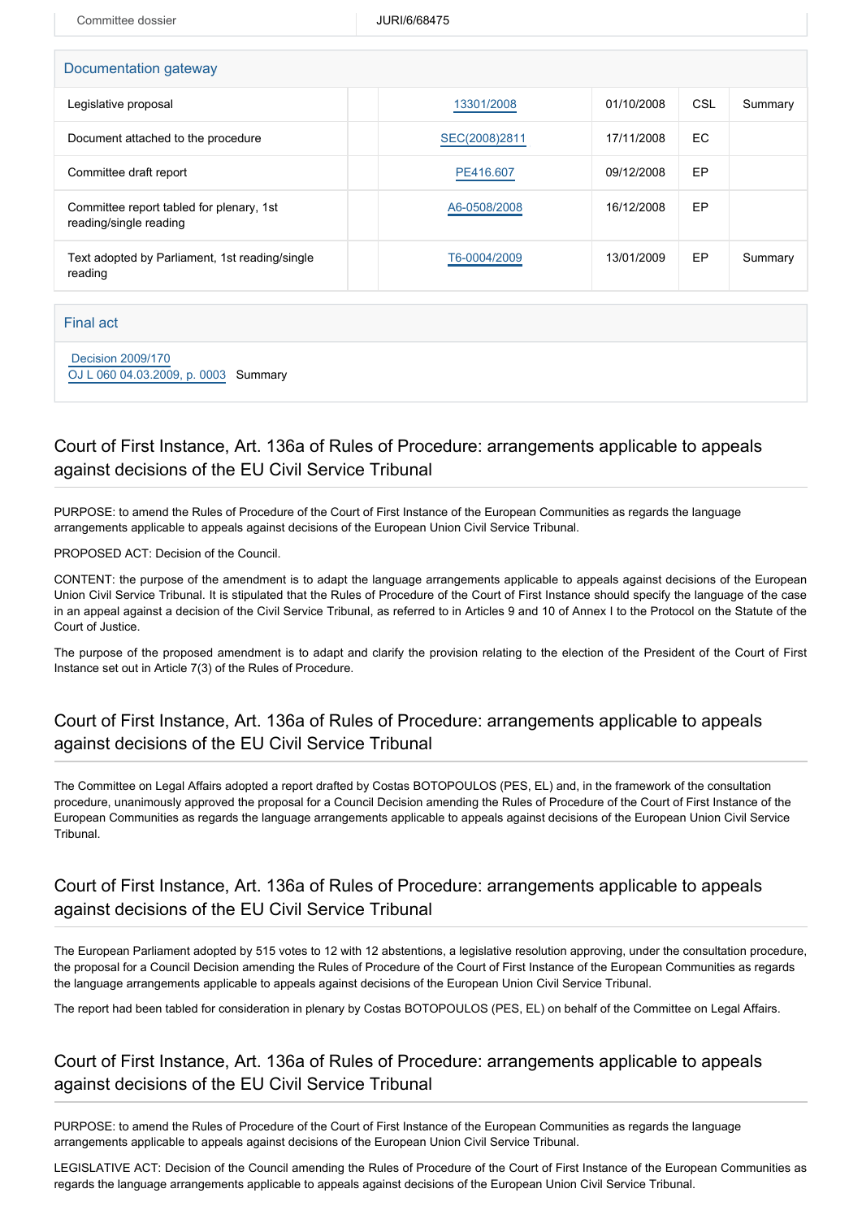| Committee dossier | JURI/6/68475 |
|---|---|

## Documentation gateway

| Legislative proposal | | 13301/2008 | 01/10/2008 | CSL | Summary |
|---|---|---|---|---|---|
| Document attached to the procedure | | SEC(2008)2811 | 17/11/2008 | EC | |
| Committee draft report | | PE416.607 | 09/12/2008 | EP | |
| Committee report tabled for plenary, 1st reading/single reading | | A6-0508/2008 | 16/12/2008 | EP | |
| Text adopted by Parliament, 1st reading/single reading | | T6-0004/2009 | 13/01/2009 | EP | Summary |

## Final act

Decision 2009/170
OJ L 060 04.03.2009, p. 0003 Summary

## Court of First Instance, Art. 136a of Rules of Procedure: arrangements applicable to appeals against decisions of the EU Civil Service Tribunal

PURPOSE: to amend the Rules of Procedure of the Court of First Instance of the European Communities as regards the language arrangements applicable to appeals against decisions of the European Union Civil Service Tribunal.

PROPOSED ACT: Decision of the Council.

CONTENT: the purpose of the amendment is to adapt the language arrangements applicable to appeals against decisions of the European Union Civil Service Tribunal. It is stipulated that the Rules of Procedure of the Court of First Instance should specify the language of the case in an appeal against a decision of the Civil Service Tribunal, as referred to in Articles 9 and 10 of Annex I to the Protocol on the Statute of the Court of Justice.

The purpose of the proposed amendment is to adapt and clarify the provision relating to the election of the President of the Court of First Instance set out in Article 7(3) of the Rules of Procedure.

## Court of First Instance, Art. 136a of Rules of Procedure: arrangements applicable to appeals against decisions of the EU Civil Service Tribunal

The Committee on Legal Affairs adopted a report drafted by Costas BOTOPOULOS (PES, EL) and, in the framework of the consultation procedure, unanimously approved the proposal for a Council Decision amending the Rules of Procedure of the Court of First Instance of the European Communities as regards the language arrangements applicable to appeals against decisions of the European Union Civil Service Tribunal.

## Court of First Instance, Art. 136a of Rules of Procedure: arrangements applicable to appeals against decisions of the EU Civil Service Tribunal

The European Parliament adopted by 515 votes to 12 with 12 abstentions, a legislative resolution approving, under the consultation procedure, the proposal for a Council Decision amending the Rules of Procedure of the Court of First Instance of the European Communities as regards the language arrangements applicable to appeals against decisions of the European Union Civil Service Tribunal.

The report had been tabled for consideration in plenary by Costas BOTOPOULOS (PES, EL) on behalf of the Committee on Legal Affairs.

## Court of First Instance, Art. 136a of Rules of Procedure: arrangements applicable to appeals against decisions of the EU Civil Service Tribunal

PURPOSE: to amend the Rules of Procedure of the Court of First Instance of the European Communities as regards the language arrangements applicable to appeals against decisions of the European Union Civil Service Tribunal.

LEGISLATIVE ACT: Decision of the Council amending the Rules of Procedure of the Court of First Instance of the European Communities as regards the language arrangements applicable to appeals against decisions of the European Union Civil Service Tribunal.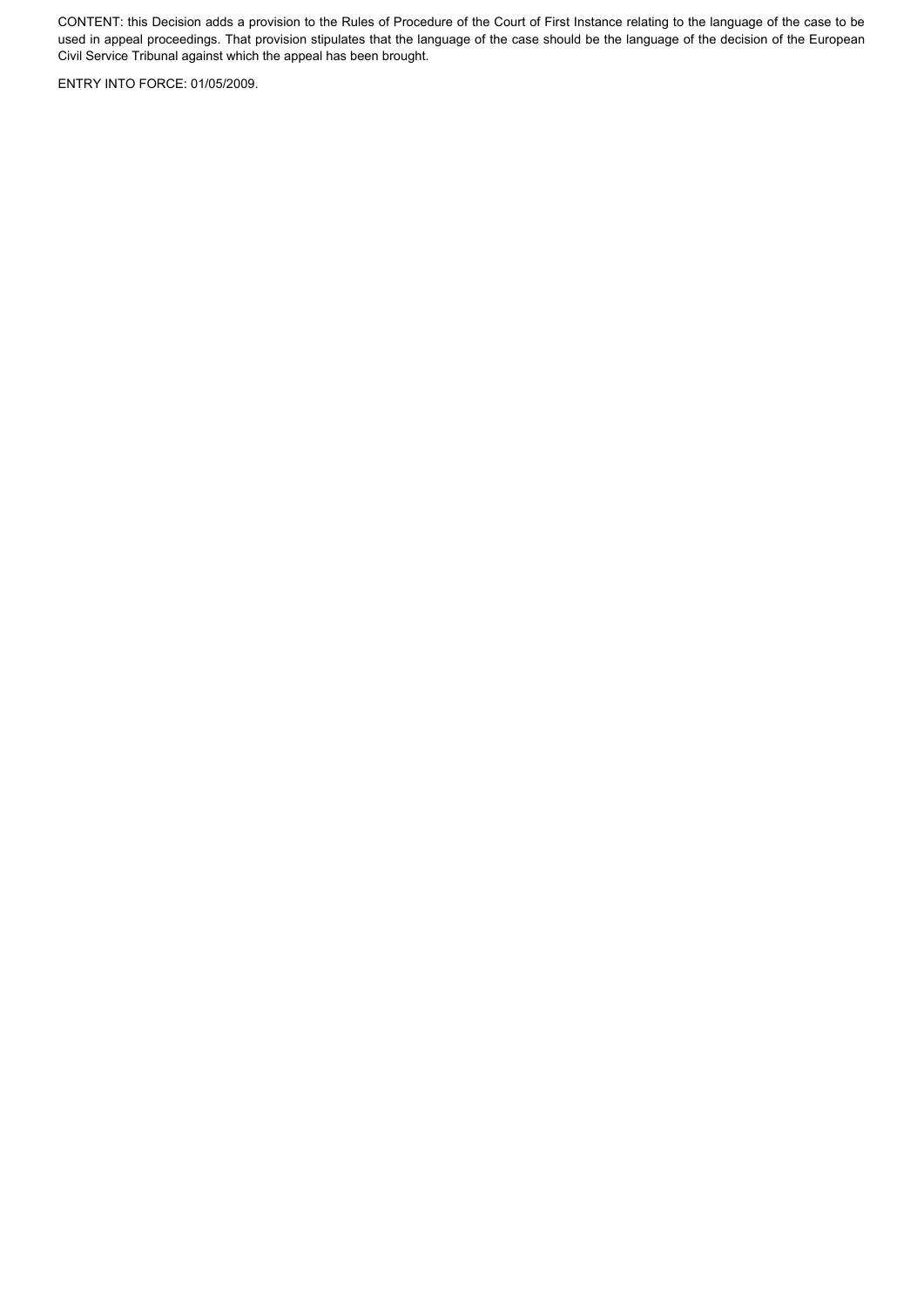CONTENT: this Decision adds a provision to the Rules of Procedure of the Court of First Instance relating to the language of the case to be used in appeal proceedings. That provision stipulates that the language of the case should be the language of the decision of the European Civil Service Tribunal against which the appeal has been brought.

ENTRY INTO FORCE: 01/05/2009.